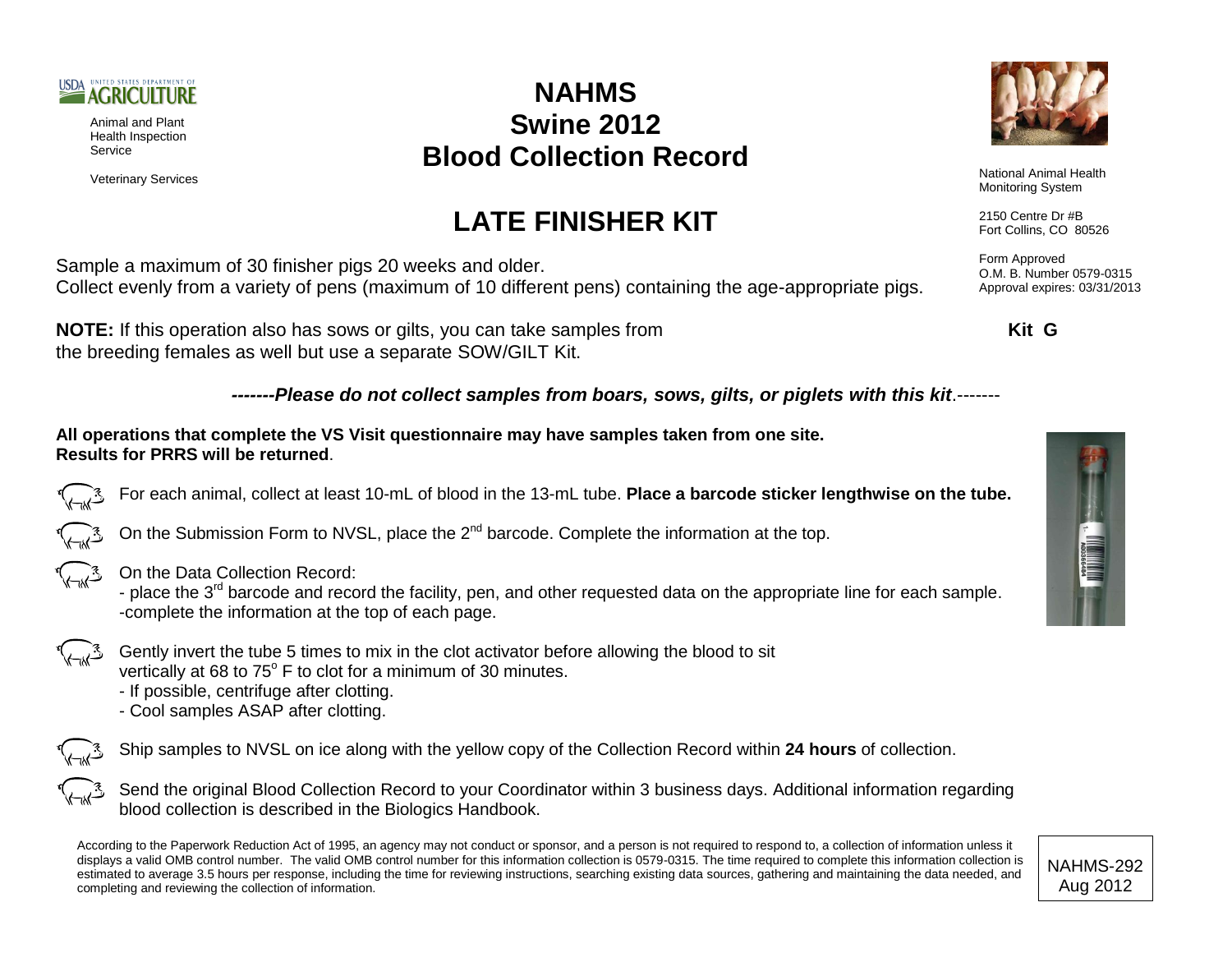USDA UNITED STATES DEPARTMENT OF AGRICULTURE

Animal and Plant Health Inspection Service

Veterinary Services

# NAHMS Swine 2012 Blood Collection Record

National Animal Health Monitoring System

2150 Centre Dr #B
Fort Collins, CO 80526

Form Approved
O.M. B. Number 0579-0315
Approval expires: 03/31/2013

## LATE FINISHER KIT

**Kit G**

Sample a maximum of 30 finisher pigs 20 weeks and older.
Collect evenly from a variety of pens (maximum of 10 different pens) containing the age-appropriate pigs.

**NOTE:** If this operation also has sows or gilts, you can take samples from the breeding females as well but use a separate SOW/GILT Kit.

-------***Please do not collect samples from boars, sows, gilts, or piglets with this kit***.-------

**All operations that complete the VS Visit questionnaire may have samples taken from one site.**
**Results for PRRS will be returned**.

- For each animal, collect at least 10-mL of blood in the 13-mL tube. **Place a barcode sticker lengthwise on the tube.**
- On the Submission Form to NVSL, place the 2nd barcode. Complete the information at the top.
- On the Data Collection Record:
  - place the 3rd barcode and record the facility, pen, and other requested data on the appropriate line for each sample.
  - complete the information at the top of each page.
- Gently invert the tube 5 times to mix in the clot activator before allowing the blood to sit vertically at 68 to 75° F to clot for a minimum of 30 minutes.
  - If possible, centrifuge after clotting.
  - Cool samples ASAP after clotting.
- Ship samples to NVSL on ice along with the yellow copy of the Collection Record within **24 hours** of collection.
- Send the original Blood Collection Record to your Coordinator within 3 business days. Additional information regarding blood collection is described in the Biologics Handbook.

According to the Paperwork Reduction Act of 1995, an agency may not conduct or sponsor, and a person is not required to respond to, a collection of information unless it displays a valid OMB control number. The valid OMB control number for this information collection is 0579-0315. The time required to complete this information collection is estimated to average 3.5 hours per response, including the time for reviewing instructions, searching existing data sources, gathering and maintaining the data needed, and completing and reviewing the collection of information.

NAHMS-292
Aug 2012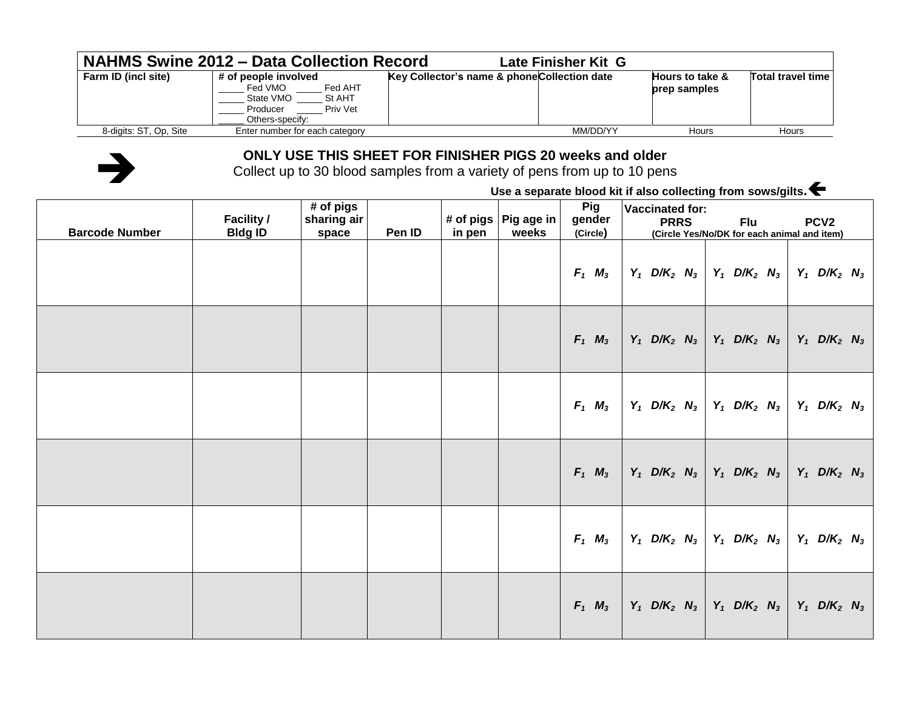| **NAHMS Swine 2012 – Data Collection Record** | | **Late Finisher Kit G** | | | |
|---|---|---|---|---|---|
| **Farm ID (incl site)** | **# of people involved**<br>_____ Fed VMO _____ Fed AHT<br>_____ State VMO _____ St AHT<br>_____ Producer _____ Priv Vet<br>_____ Others-specify: | **Key Collector's name & phone** | **Collection date** | **Hours to take & prep samples** | **Total travel time** |
| 8-digits: ST, Op, Site | Enter number for each category | | MM/DD/YY | Hours | Hours |

**ONLY USE THIS SHEET FOR FINISHER PIGS 20 weeks and older**

Collect up to 30 blood samples from a variety of pens from up to 10 pens

**Use a separate blood kit if also collecting from sows/gilts.**

| Barcode Number | Facility / Bldg ID | # of pigs sharing air space | Pen ID | # of pigs in pen | Pig age in weeks | Pig gender (Circle) | Vaccinated for: PRRS (Circle Yes/No/DK for each animal and item) | Flu | PCV2 |
|---|---|---|---|---|---|---|---|---|---|
| | | | | | | $F_1$ $M_3$ | $Y_1$ $D/K_2$ $N_3$ | $Y_1$ $D/K_2$ $N_3$ | $Y_1$ $D/K_2$ $N_3$ |
| | | | | | | $F_1$ $M_3$ | $Y_1$ $D/K_2$ $N_3$ | $Y_1$ $D/K_2$ $N_3$ | $Y_1$ $D/K_2$ $N_3$ |
| | | | | | | $F_1$ $M_3$ | $Y_1$ $D/K_2$ $N_3$ | $Y_1$ $D/K_2$ $N_3$ | $Y_1$ $D/K_2$ $N_3$ |
| | | | | | | $F_1$ $M_3$ | $Y_1$ $D/K_2$ $N_3$ | $Y_1$ $D/K_2$ $N_3$ | $Y_1$ $D/K_2$ $N_3$ |
| | | | | | | $F_1$ $M_3$ | $Y_1$ $D/K_2$ $N_3$ | $Y_1$ $D/K_2$ $N_3$ | $Y_1$ $D/K_2$ $N_3$ |
| | | | | | | $F_1$ $M_3$ | $Y_1$ $D/K_2$ $N_3$ | $Y_1$ $D/K_2$ $N_3$ | $Y_1$ $D/K_2$ $N_3$ |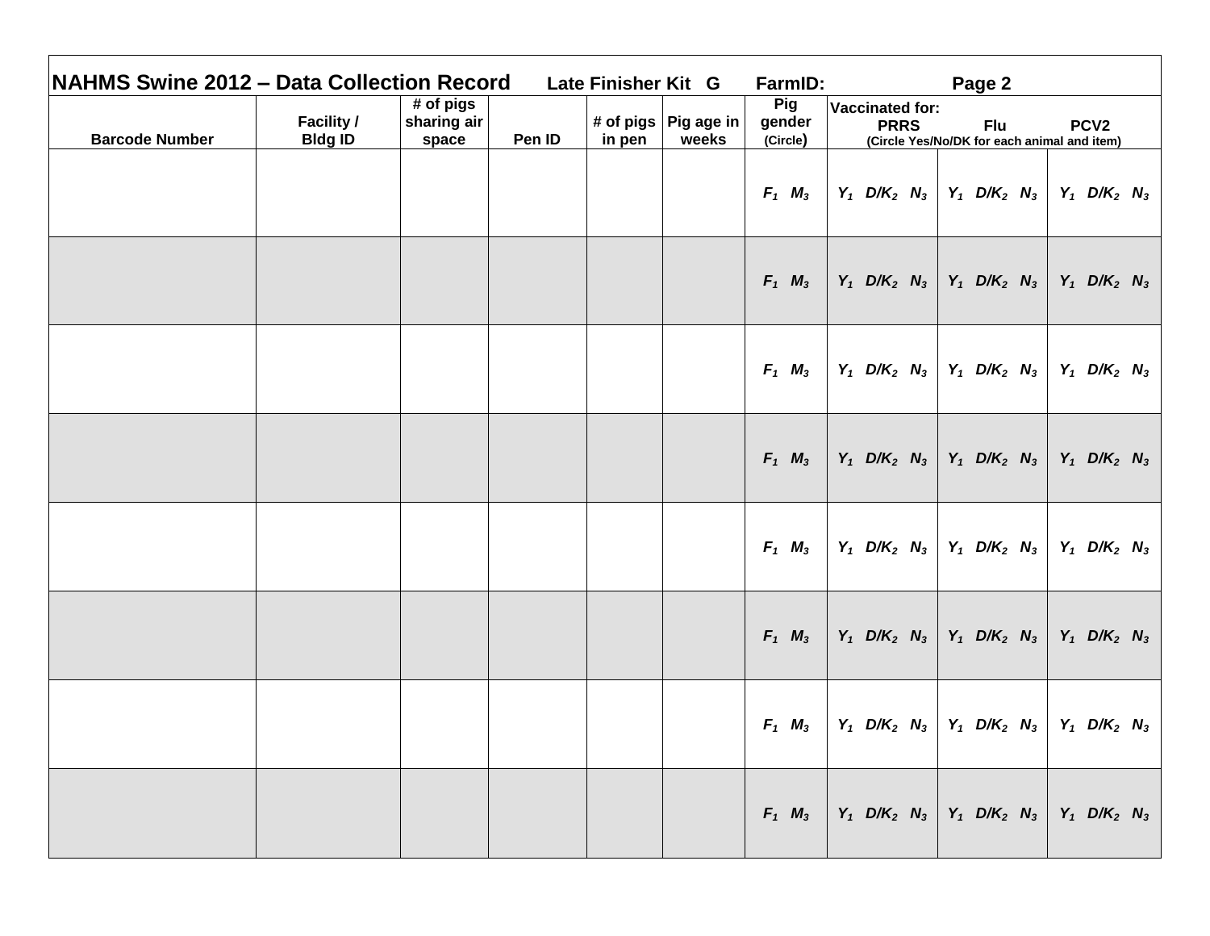## NAHMS Swine 2012 – Data Collection Record Late Finisher Kit G FarmID: Page 2

| Barcode Number | Facility / Bldg ID | # of pigs sharing air space | Pen ID | # of pigs in pen | Pig age in weeks | Pig gender (Circle) | Vaccinated for: PRRS | Flu | PCV2 |
|---|---|---|---|---|---|---|---|---|---|
| | | | | | | | (Circle Yes/No/DK for each animal and item) | | |
| | | | | | | *$F_1$ $M_3$* | *$Y_1$ $D/K_2$ $N_3$* | *$Y_1$ $D/K_2$ $N_3$* | *$Y_1$ $D/K_2$ $N_3$* |
| | | | | | | *$F_1$ $M_3$* | *$Y_1$ $D/K_2$ $N_3$* | *$Y_1$ $D/K_2$ $N_3$* | *$Y_1$ $D/K_2$ $N_3$* |
| | | | | | | *$F_1$ $M_3$* | *$Y_1$ $D/K_2$ $N_3$* | *$Y_1$ $D/K_2$ $N_3$* | *$Y_1$ $D/K_2$ $N_3$* |
| | | | | | | *$F_1$ $M_3$* | *$Y_1$ $D/K_2$ $N_3$* | *$Y_1$ $D/K_2$ $N_3$* | *$Y_1$ $D/K_2$ $N_3$* |
| | | | | | | *$F_1$ $M_3$* | *$Y_1$ $D/K_2$ $N_3$* | *$Y_1$ $D/K_2$ $N_3$* | *$Y_1$ $D/K_2$ $N_3$* |
| | | | | | | *$F_1$ $M_3$* | *$Y_1$ $D/K_2$ $N_3$* | *$Y_1$ $D/K_2$ $N_3$* | *$Y_1$ $D/K_2$ $N_3$* |
| | | | | | | *$F_1$ $M_3$* | *$Y_1$ $D/K_2$ $N_3$* | *$Y_1$ $D/K_2$ $N_3$* | *$Y_1$ $D/K_2$ $N_3$* |
| | | | | | | *$F_1$ $M_3$* | *$Y_1$ $D/K_2$ $N_3$* | *$Y_1$ $D/K_2$ $N_3$* | *$Y_1$ $D/K_2$ $N_3$* |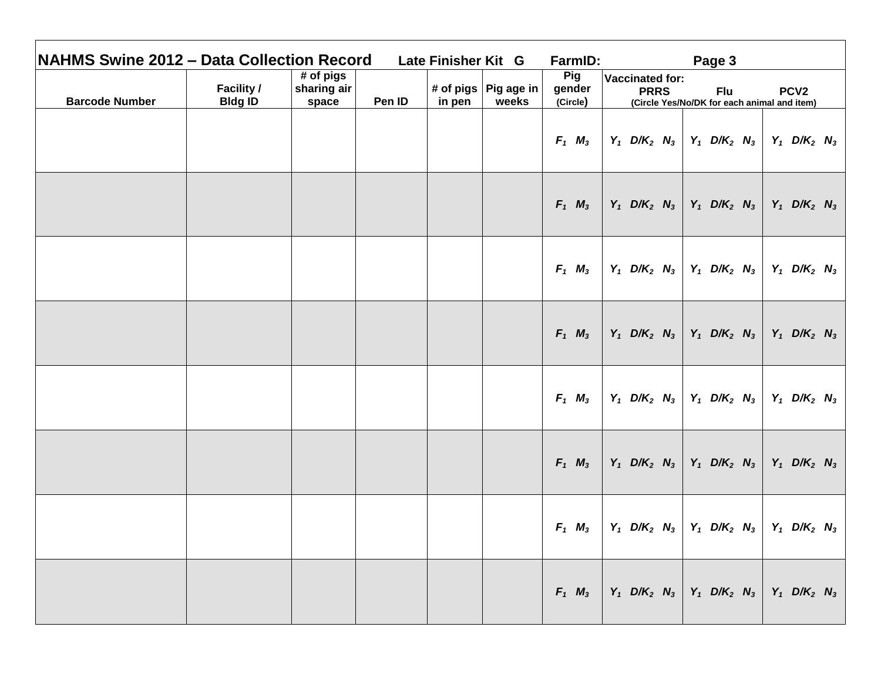# NAHMS Swine 2012 – Data Collection Record

**Late Finisher Kit G** **FarmID:** **Page 3**

| Barcode Number | Facility / Bldg ID | # of pigs sharing air space | Pen ID | # of pigs in pen | Pig age in weeks | Pig gender (Circle) | Vaccinated for: PRRS (Circle Yes/No/DK for each animal and item) | Flu | PCV2 |
|---|---|---|---|---|---|---|---|---|---|
| | | | | | | $F_1$ $M_3$ | $Y_1$ $D/K_2$ $N_3$ | $Y_1$ $D/K_2$ $N_3$ | $Y_1$ $D/K_2$ $N_3$ |
| | | | | | | $F_1$ $M_3$ | $Y_1$ $D/K_2$ $N_3$ | $Y_1$ $D/K_2$ $N_3$ | $Y_1$ $D/K_2$ $N_3$ |
| | | | | | | $F_1$ $M_3$ | $Y_1$ $D/K_2$ $N_3$ | $Y_1$ $D/K_2$ $N_3$ | $Y_1$ $D/K_2$ $N_3$ |
| | | | | | | $F_1$ $M_3$ | $Y_1$ $D/K_2$ $N_3$ | $Y_1$ $D/K_2$ $N_3$ | $Y_1$ $D/K_2$ $N_3$ |
| | | | | | | $F_1$ $M_3$ | $Y_1$ $D/K_2$ $N_3$ | $Y_1$ $D/K_2$ $N_3$ | $Y_1$ $D/K_2$ $N_3$ |
| | | | | | | $F_1$ $M_3$ | $Y_1$ $D/K_2$ $N_3$ | $Y_1$ $D/K_2$ $N_3$ | $Y_1$ $D/K_2$ $N_3$ |
| | | | | | | $F_1$ $M_3$ | $Y_1$ $D/K_2$ $N_3$ | $Y_1$ $D/K_2$ $N_3$ | $Y_1$ $D/K_2$ $N_3$ |
| | | | | | | $F_1$ $M_3$ | $Y_1$ $D/K_2$ $N_3$ | $Y_1$ $D/K_2$ $N_3$ | $Y_1$ $D/K_2$ $N_3$ |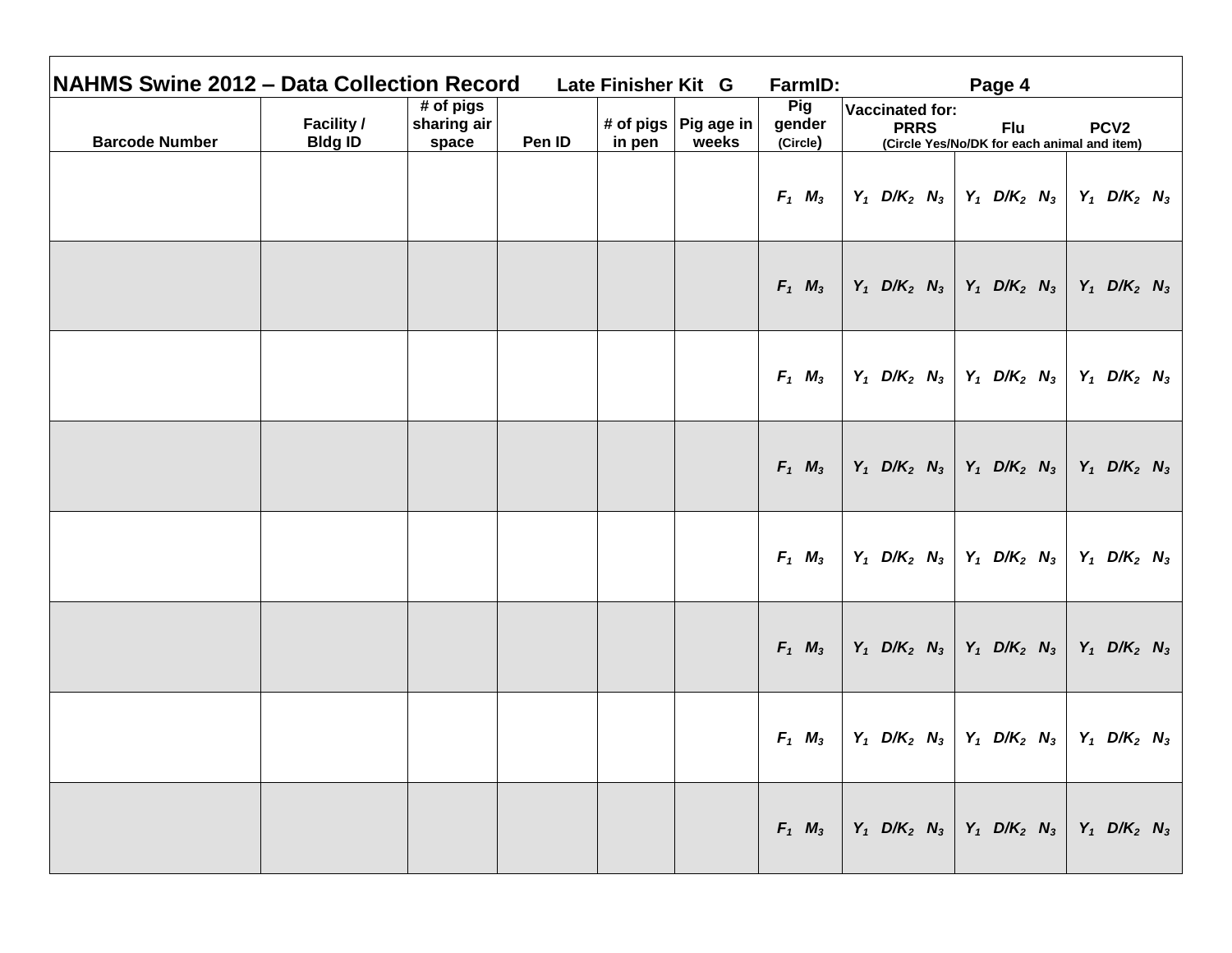# NAHMS Swine 2012 – Data Collection Record

**Late Finisher Kit G** **FarmID:** **Page 4**

| Barcode Number | Facility / Bldg ID | # of pigs sharing air space | Pen ID | # of pigs in pen | Pig age in weeks | Pig gender (Circle) | Vaccinated for: PRRS (Circle Yes/No/DK for each animal and item) | Flu | PCV2 |
|---|---|---|---|---|---|---|---|---|---|
| | | | | | | $F_1$ $M_3$ | $Y_1$ $D/K_2$ $N_3$ | $Y_1$ $D/K_2$ $N_3$ | $Y_1$ $D/K_2$ $N_3$ |
| | | | | | | $F_1$ $M_3$ | $Y_1$ $D/K_2$ $N_3$ | $Y_1$ $D/K_2$ $N_3$ | $Y_1$ $D/K_2$ $N_3$ |
| | | | | | | $F_1$ $M_3$ | $Y_1$ $D/K_2$ $N_3$ | $Y_1$ $D/K_2$ $N_3$ | $Y_1$ $D/K_2$ $N_3$ |
| | | | | | | $F_1$ $M_3$ | $Y_1$ $D/K_2$ $N_3$ | $Y_1$ $D/K_2$ $N_3$ | $Y_1$ $D/K_2$ $N_3$ |
| | | | | | | $F_1$ $M_3$ | $Y_1$ $D/K_2$ $N_3$ | $Y_1$ $D/K_2$ $N_3$ | $Y_1$ $D/K_2$ $N_3$ |
| | | | | | | $F_1$ $M_3$ | $Y_1$ $D/K_2$ $N_3$ | $Y_1$ $D/K_2$ $N_3$ | $Y_1$ $D/K_2$ $N_3$ |
| | | | | | | $F_1$ $M_3$ | $Y_1$ $D/K_2$ $N_3$ | $Y_1$ $D/K_2$ $N_3$ | $Y_1$ $D/K_2$ $N_3$ |
| | | | | | | $F_1$ $M_3$ | $Y_1$ $D/K_2$ $N_3$ | $Y_1$ $D/K_2$ $N_3$ | $Y_1$ $D/K_2$ $N_3$ |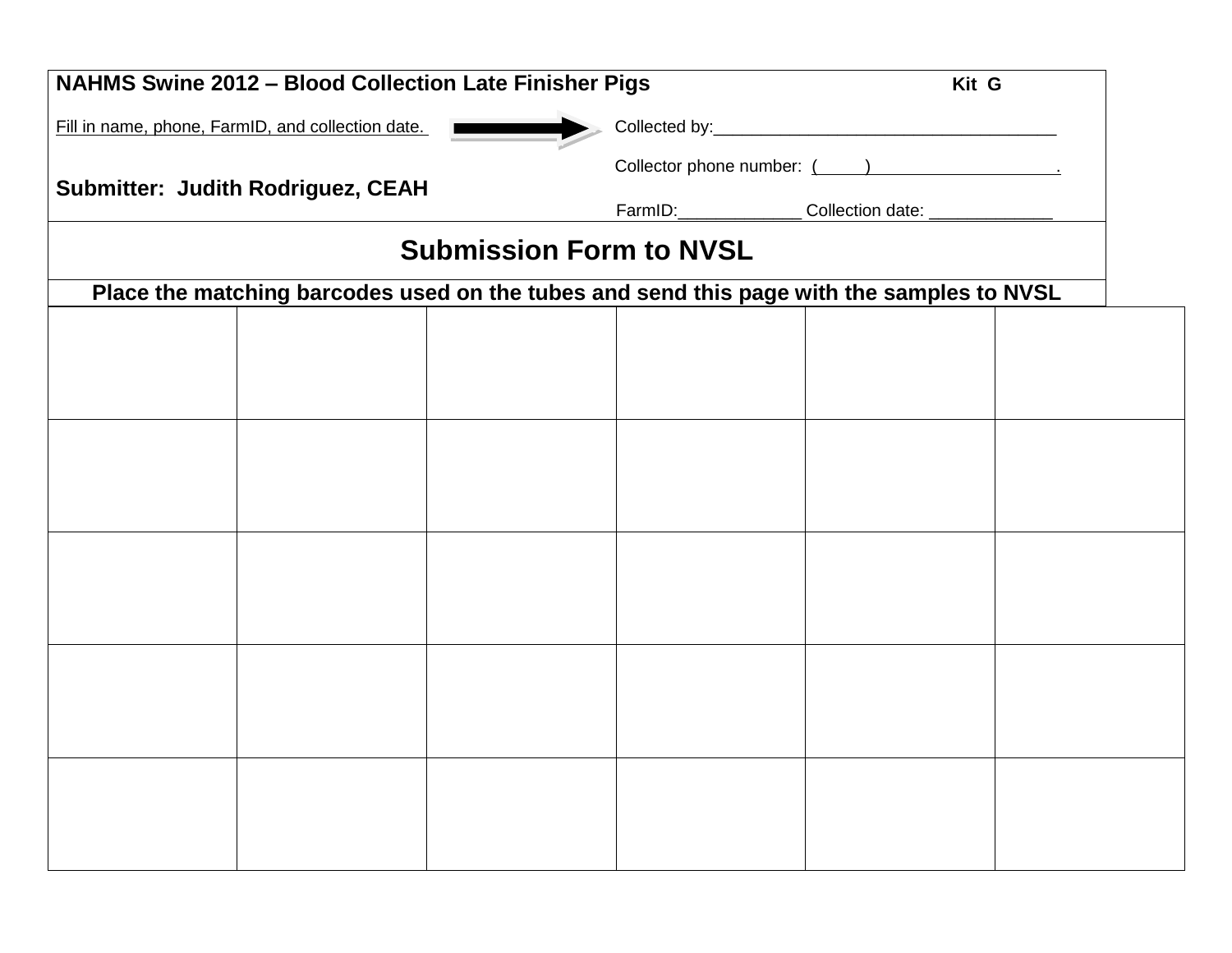**NAHMS Swine 2012 – Blood Collection Late Finisher Pigs** **Kit G**

Fill in name, phone, FarmID, and collection date. →

Collected by:___________________________________

Collector phone number: (_____)____________________.

**Submitter: Judith Rodriguez, CEAH**

FarmID:_____________ Collection date: _____________

## Submission Form to NVSL

**Place the matching barcodes used on the tubes and send this page with the samples to NVSL**

| | | | | | |
|---|---|---|---|---|---|
| | | | | | |
| | | | | | |
| | | | | | |
| | | | | | |
| | | | | | |